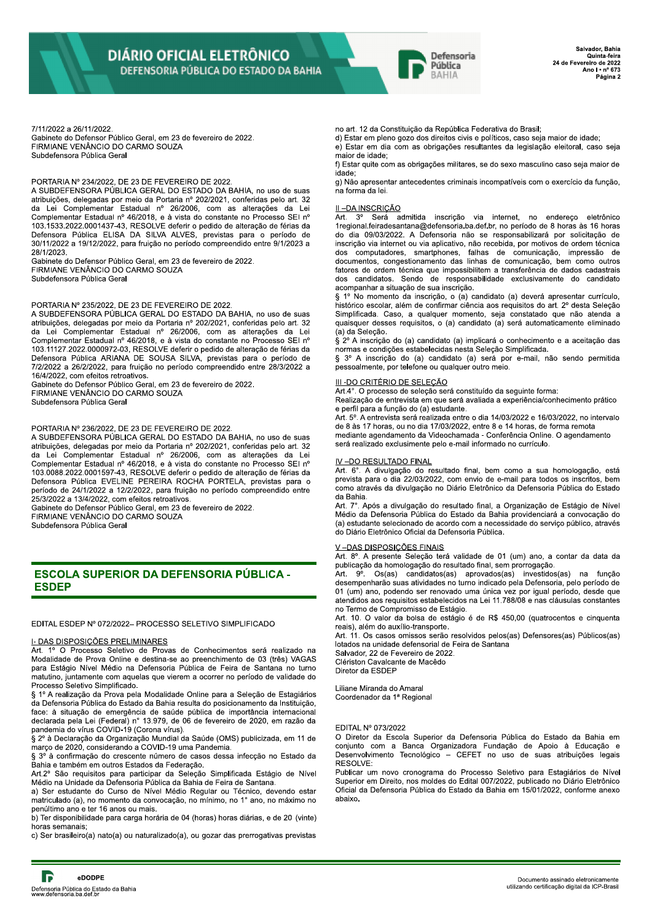7/11/2022 a 26/11/2022.
Gabinete do Defensor Público Geral, em 23 de fevereiro de 2022.
FIRMIANE VENÂNCIO DO CARMO SOUZA
Subdefensora Pública Geral

PORTARIA Nº 234/2022, DE 23 DE FEVEREIRO DE 2022.
A SUBDEFENSORA PÚBLICA GERAL DO ESTADO DA BAHIA, no uso de suas atribuições, delegadas por meio da Portaria nº 202/2021, conferidas pelo art. 32 da Lei Complementar Estadual nº 26/2006, com as alterações da Lei Complementar Estadual nº 46/2018, e à vista do constante no Processo SEI nº 103.1533.2022.0001437-43, RESOLVE deferir o pedido de alteração de férias da Defensora Pública ELISA DA SILVA ALVES, previstas para o período de 30/11/2022 a 19/12/2022, para fruição no período compreendido entre 9/1/2023 a 28/1/2023.
Gabinete do Defensor Público Geral, em 23 de fevereiro de 2022.
FIRMIANE VENÂNCIO DO CARMO SOUZA
Subdefensora Pública Geral

PORTARIA Nº 235/2022, DE 23 DE FEVEREIRO DE 2022.
A SUBDEFENSORA PÚBLICA GERAL DO ESTADO DA BAHIA, no uso de suas atribuições, delegadas por meio da Portaria nº 202/2021, conferidas pelo art. 32 da Lei Complementar Estadual nº 26/2006, com as alterações da Lei Complementar Estadual nº 46/2018, e à vista do constante no Processo SEI nº 103.11127.2022.0000972-03, RESOLVE deferir o pedido de alteração de férias da Defensora Pública ARIANA DE SOUSA SILVA, previstas para o período de 7/2/2022 a 26/2/2022, para fruição no período compreendido entre 28/3/2022 a 16/4/2022, com efeitos retroativos.
Gabinete do Defensor Público Geral, em 23 de fevereiro de 2022.
FIRMIANE VENÂNCIO DO CARMO SOUZA
Subdefensora Pública Geral

PORTARIA Nº 236/2022, DE 23 DE FEVEREIRO DE 2022.
A SUBDEFENSORA PÚBLICA GERAL DO ESTADO DA BAHIA, no uso de suas atribuições, delegadas por meio da Portaria nº 202/2021, conferidas pelo art. 32 da Lei Complementar Estadual nº 26/2006, com as alterações da Lei Complementar Estadual nº 46/2018, e à vista do constante no Processo SEI nº 103.0088.2022.0001597-43, RESOLVE deferir o pedido de alteração de férias da Defensora Pública EVELINE PEREIRA ROCHA PORTELA, previstas para o período de 24/1/2022 a 12/2/2022, para fruição no período compreendido entre 25/3/2022 a 13/4/2022, com efeitos retroativos.
Gabinete do Defensor Público Geral, em 23 de fevereiro de 2022.
FIRMIANE VENÂNCIO DO CARMO SOUZA
Subdefensora Pública Geral

## ESCOLA SUPERIOR DA DEFENSORIA PÚBLICA - ESDEP

EDITAL ESDEP Nº 072/2022– PROCESSO SELETIVO SIMPLIFICADO

I- DAS DISPOSIÇÕES PRELIMINARES
Art. 1º O Processo Seletivo de Provas de Conhecimentos será realizado na Modalidade de Prova Online e destina-se ao preenchimento de 03 (três) VAGAS para Estágio Nível Médio na Defensoria Pública de Feira de Santana no turno matutino, juntamente com aquelas que vierem a ocorrer no período de validade do Processo Seletivo Simplificado.
§ 1º A realização da Prova pela Modalidade Online para a Seleção de Estagiários da Defensoria Pública do Estado da Bahia resulta do posicionamento da Instituição, face: à situação de emergência de saúde pública de importância internacional declarada pela Lei (Federal) n° 13.979, de 06 de fevereiro de 2020, em razão da pandemia do vírus COVID-19 (Corona vírus).
§ 2º à Declaração da Organização Mundial da Saúde (OMS) publicizada, em 11 de março de 2020, considerando a COVID-19 uma Pandemia.
§ 3º à confirmação do crescente número de casos dessa infecção no Estado da Bahia e também em outros Estados da Federação.
Art.2º São requisitos para participar da Seleção Simplificada Estágio de Nível Médio na Unidade da Defensoria Pública da Bahia de Feira de Santana.
a) Ser estudante do Curso de Nível Médio Regular ou Técnico, devendo estar matriculado (a), no momento da convocação, no mínimo, no 1° ano, no máximo no penúltimo ano e ter 16 anos ou mais.
b) Ter disponibilidade para carga horária de 04 (horas) horas diárias, e de 20 (vinte) horas semanais;
c) Ser brasileiro(a) nato(a) ou naturalizado(a), ou gozar das prerrogativas previstas no art. 12 da Constituição da República Federativa do Brasil;
d) Estar em pleno gozo dos direitos civis e políticos, caso seja maior de idade;
e) Estar em dia com as obrigações resultantes da legislação eleitoral, caso seja maior de idade;
f) Estar quite com as obrigações militares, se do sexo masculino caso seja maior de idade;
g) Não apresentar antecedentes criminais incompatíveis com o exercício da função, na forma da lei.

II –DA INSCRIÇÃO
Art. 3º Será admitida inscrição via internet, no endereço eletrônico 1regional.feiradesantana@defensoria.ba.def.br, no período de 8 horas às 16 horas do dia 09/03/2022. A Defensoria não se responsabilizará por solicitação de inscrição via internet ou via aplicativo, não recebida, por motivos de ordem técnica dos computadores, smartphones, falhas de comunicação, impressão de documentos, congestionamento das linhas de comunicação, bem como outros fatores de ordem técnica que impossibilitem a transferência de dados cadastrais dos candidatos. Sendo de responsabilidade exclusivamente do candidato acompanhar a situação de sua inscrição.
§ 1º No momento da inscrição, o (a) candidato (a) deverá apresentar currículo, histórico escolar, além de confirmar ciência aos requisitos do art. 2º desta Seleção Simplificada. Caso, a qualquer momento, seja constatado que não atenda a quaisquer desses requisitos, o (a) candidato (a) será automaticamente eliminado (a) da Seleção.
§ 2º A inscrição do (a) candidato (a) implicará o conhecimento e a aceitação das normas e condições estabelecidas nesta Seleção Simplificada.
§ 3º A inscrição do (a) candidato (a) será por e-mail, não sendo permitida pessoalmente, por telefone ou qualquer outro meio.

III -DO CRITÉRIO DE SELEÇÃO
Art.4°. O processo de seleção será constituído da seguinte forma:
Realização de entrevista em que será avaliada a experiência/conhecimento prático e perfil para a função do (a) estudante.
Art. 5º. A entrevista será realizada entre o dia 14/03/2022 e 16/03/2022, no intervalo de 8 às 17 horas, ou no dia 17/03/2022, entre 8 e 14 horas, de forma remota mediante agendamento da Videochamada - Conferência Online. O agendamento será realizado exclusimente pelo e-mail informado no currículo.

IV –DO RESULTADO FINAL
Art. 6°. A divulgação do resultado final, bem como a sua homologação, está prevista para o dia 22/03/2022, com envio de e-mail para todos os inscritos, bem como através da divulgação no Diário Eletrônico da Defensoria Pública do Estado da Bahia.
Art. 7°. Após a divulgação do resultado final, a Organização de Estágio de Nível Médio da Defensoria Pública do Estado da Bahia providenciará a convocação do (a) estudante selecionado de acordo com a necessidade do serviço público, através do Diário Eletrônico Oficial da Defensoria Pública.

V –DAS DISPOSIÇÕES FINAIS
Art. 8º. A presente Seleção terá validade de 01 (um) ano, a contar da data da publicação da homologação do resultado final, sem prorrogação.
Art. 9º. Os(as) candidatos(as) aprovados(as) investidos(as) na função desempenharão suas atividades no turno indicado pela Defensoria, pelo período de 01 (um) ano, podendo ser renovado uma única vez por igual período, desde que atendidos aos requisitos estabelecidos na Lei 11.788/08 e nas cláusulas constantes no Termo de Compromisso de Estágio.
Art. 10. O valor da bolsa de estágio é de R$ 450,00 (quatrocentos e cinquenta reais), além do auxílio-transporte.
Art. 11. Os casos omissos serão resolvidos pelos(as) Defensores(as) Públicos(as) lotados na unidade defensorial de Feira de Santana
Salvador, 22 de Fevereiro de 2022.
Clériston Cavalcante de Macêdo
Diretor da ESDEP

Liliane Miranda do Amaral
Coordenador da 1ª Regional

EDITAL Nº 073/2022
O Diretor da Escola Superior da Defensoria Pública do Estado da Bahia em conjunto com a Banca Organizadora Fundação de Apoio à Educação e Desenvolvimento Tecnológico – CEFET no uso de suas atribuições legais RESOLVE:
Publicar um novo cronograma do Processo Seletivo para Estagiários de Nível Superior em Direito, nos moldes do Edital 007/2022, publicado no Diário Eletrônico Oficial da Defensoria Pública do Estado da Bahia em 15/01/2022, conforme anexo abaixo.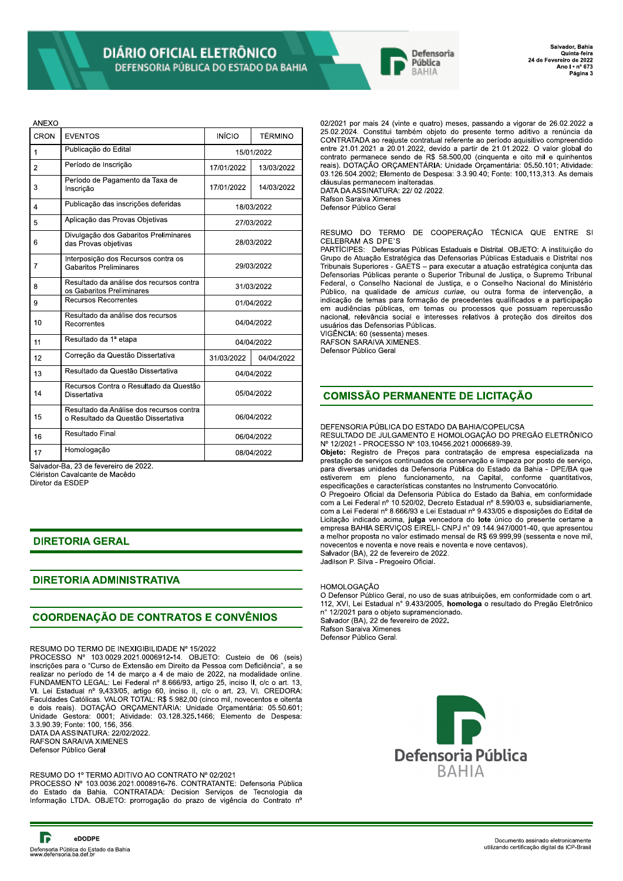ANEXO

| CRON | EVENTOS | INÍCIO | TÉRMINO |
|---|---|---|---|
| 1 | Publicação do Edital | 15/01/2022 | |
| 2 | Período de Inscrição | 17/01/2022 | 13/03/2022 |
| 3 | Período de Pagamento da Taxa de Inscrição | 17/01/2022 | 14/03/2022 |
| 4 | Publicação das inscrições deferidas | 18/03/2022 | |
| 5 | Aplicação das Provas Objetivas | 27/03/2022 | |
| 6 | Divulgação dos Gabaritos Preliminares das Provas objetivas | 28/03/2022 | |
| 7 | Interposição dos Recursos contra os Gabaritos Preliminares | 29/03/2022 | |
| 8 | Resultado da análise dos recursos contra os Gabaritos Preliminares | 31/03/2022 | |
| 9 | Recursos Recorrentes | 01/04/2022 | |
| 10 | Resultado da análise dos recursos Recorrentes | 04/04/2022 | |
| 11 | Resultado da 1ª etapa | 04/04/2022 | |
| 12 | Correção da Questão Dissertativa | 31/03/2022 | 04/04/2022 |
| 13 | Resultado da Questão Dissertativa | 04/04/2022 | |
| 14 | Recursos Contra o Resultado da Questão Dissertativa | 05/04/2022 | |
| 15 | Resultado da Análise dos recursos contra o Resultado da Questão Dissertativa | 06/04/2022 | |
| 16 | Resultado Final | 06/04/2022 | |
| 17 | Homologação | 08/04/2022 | |

Salvador-Ba, 23 de fevereiro de 2022.
Cleriston Cavalcante de Macêdo
Diretor da ESDEP

## DIRETORIA GERAL

## DIRETORIA ADMINISTRATIVA

## COORDENAÇÃO DE CONTRATOS E CONVÊNIOS

RESUMO DO TERMO DE INEXIGIBILIDADE Nº 15/2022
PROCESSO Nº 103.0029.2021.0006912-14. OBJETO: Custeio de 06 (seis) inscrições para o "Curso de Extensão em Direito da Pessoa com Deficiência", a se realizar no período de 14 de março a 4 de maio de 2022, na modalidade online. FUNDAMENTO LEGAL: Lei Federal nº 8.666/93, artigo 25, inciso II, c/c o art. 13, VI. Lei Estadual nº 9.433/05, artigo 60, inciso II, c/c o art. 23, VI. CREDORA: Faculdades Católicas. VALOR TOTAL: R$ 5.982,00 (cinco mil, novecentos e oitenta e dois reais). DOTAÇÃO ORÇAMENTÁRIA: Unidade Orçamentária: 05.50.601; Unidade Gestora: 0001; Atividade: 03.128.325.1466; Elemento de Despesa: 3.3.90.39; Fonte: 100, 156, 356.
DATA DA ASSINATURA: 22/02/2022.
RAFSON SARAIVA XIMENES
Defensor Público Geral

RESUMO DO 1º TERMO ADITIVO AO CONTRATO Nº 02/2021
PROCESSO Nº 103.0036.2021.0008916-76. CONTRATANTE: Defensoria Pública do Estado da Bahia. CONTRATADA: Decision Serviços de Tecnologia da Informação LTDA. OBJETO: prorrogação do prazo de vigência do Contrato nº 02/2021 por mais 24 (vinte e quatro) meses, passando a vigorar de 26.02.2022 a 25.02.2024. Constitui também objeto do presente termo aditivo a renúncia da CONTRATADA ao reajuste contratual referente ao período aquisitivo compreendido entre 21.01.2021 a 20.01.2022, devido a partir de 21.01.2022. O valor global do contrato permanece sendo de R$ 58.500,00 (cinquenta e oito mil e quinhentos reais). DOTAÇÃO ORÇAMENTÁRIA: Unidade Orçamentária: 05.50.101; Atividade: 03.126.504.2002; Elemento de Despesa: 3.3.90.40; Fonte: 100,113,313. As demais cláusulas permanecem inalteradas.
DATA DA ASSINATURA: 22/ 02 /2022.
Rafson Saraiva Ximenes
Defensor Público Geral

RESUMO DO TERMO DE COOPERAÇÃO TÉCNICA QUE ENTRE SI CELEBRAM AS DPE'S
PARTÍCIPES: Defensorias Públicas Estaduais e Distrital. OBJETO: A instituição do Grupo de Atuação Estratégica das Defensorias Públicas Estaduais e Distrital nos Tribunais Superiores - GAETS – para executar a atuação estratégica conjunta das Defensorias Públicas perante o Superior Tribunal de Justiça, o Supremo Tribunal Federal, o Conselho Nacional de Justiça, e o Conselho Nacional do Ministério Público, na qualidade de *amicus curiae*, ou outra forma de intervenção, a indicação de temas para formação de precedentes qualificados e a participação em audiências públicas, em temas ou processos que possuam repercussão nacional, relevância social e interesses relativos à proteção dos direitos dos usuários das Defensorias Públicas.
VIGÊNCIA: 60 (sessenta) meses.
RAFSON SARAIVA XIMENES.
Defensor Público Geral

## COMISSÃO PERMANENTE DE LICITAÇÃO

DEFENSORIA PÚBLICA DO ESTADO DA BAHIA/COPEL/CSA
RESULTADO DE JULGAMENTO E HOMOLOGAÇÃO DO PREGÃO ELETRÔNICO Nº 12/2021 - PROCESSO Nº 103.10456.2021.0006689-39.
**Objeto:** Registro de Preços para contratação de empresa especializada na prestação de serviços continuados de conservação e limpeza por posto de serviço, para diversas unidades da Defensoria Pública do Estado da Bahia - DPE/BA que estiverem em pleno funcionamento, na Capital, conforme quantitativos, especificações e características constantes no Instrumento Convocatório.
O Pregoeiro Oficial da Defensoria Pública do Estado da Bahia, em conformidade com a Lei Federal nº 10.520/02, Decreto Estadual nº 8.590/03 e, subsidiariamente, com a Lei Federal nº 8.666/93 e Lei Estadual nº 9.433/05 e disposições do Edital de Licitação indicado acima, **julga** vencedora do **lote** único do presente certame a empresa BAHIA SERVIÇOS EIRELI- CNPJ n° 09.144.947/0001-40, que apresentou a melhor proposta no valor estimado mensal de R$ 69.999,99 (sessenta e nove mil, novecentos e noventa e nove reais e noventa e nove centavos).
Salvador (BA), 22 de fevereiro de 2022.
Jadilson P. Silva - Pregoeiro Oficial.

HOMOLOGAÇÃO
O Defensor Público Geral, no uso de suas atribuições, em conformidade com o art. 112, XVI, Lei Estadual n° 9.433/2005, **homologa** o resultado do Pregão Eletrônico n° 12/2021 para o objeto supramencionado.
Salvador (BA), 22 de fevereiro de 2022.
Rafson Saraiva Ximenes
Defensor Público Geral.